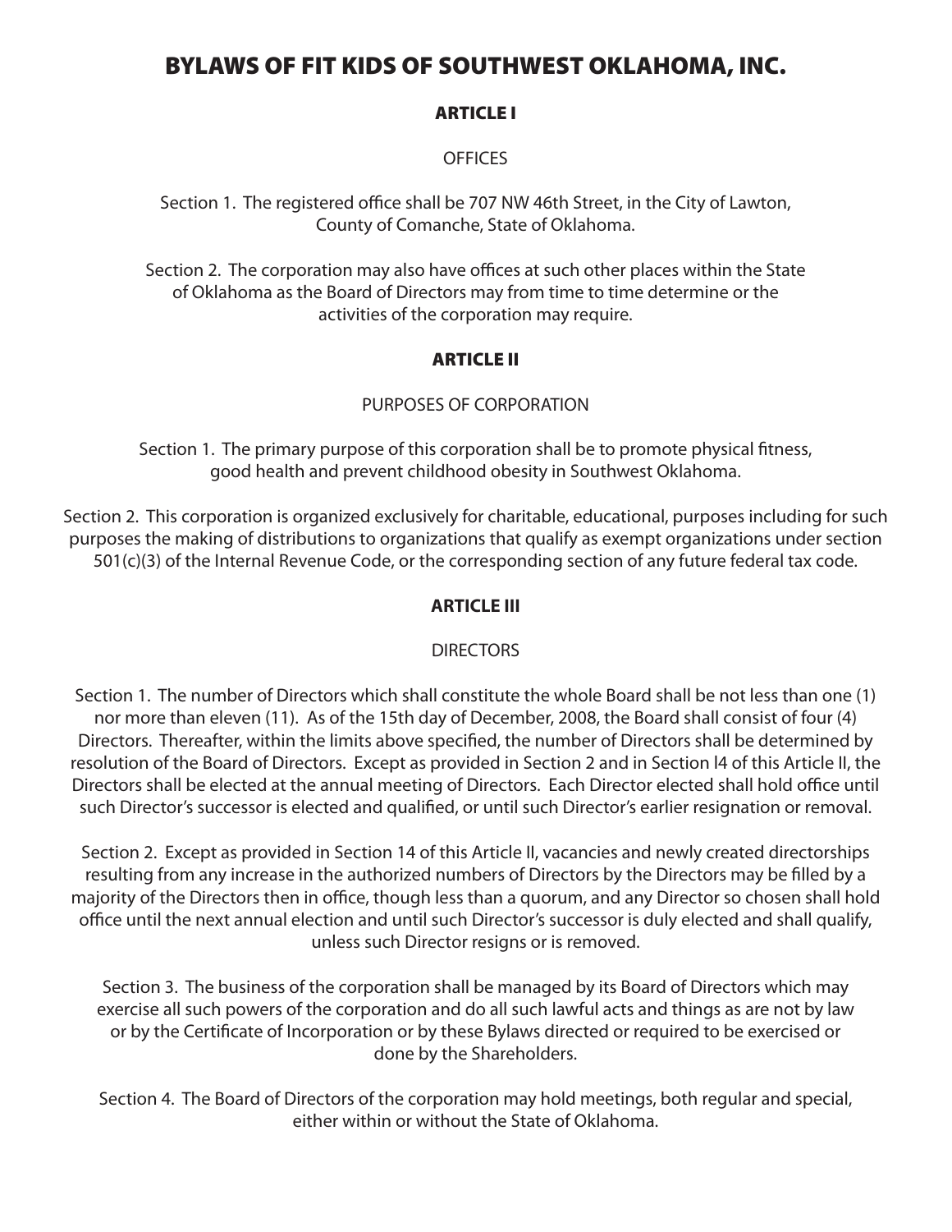# BYLAWS OF FIT KIDS OF SOUTHWEST OKLAHOMA, INC.

## ARTICLE I

OFFICES

Section 1. The registered office shall be 707 NW 46th Street, in the City of Lawton, County of Comanche, State of Oklahoma.

Section 2. The corporation may also have offices at such other places within the State of Oklahoma as the Board of Directors may from time to time determine or the activities of the corporation may require.

## ARTICLE II

PURPOSES OF CORPORATION

Section 1. The primary purpose of this corporation shall be to promote physical fitness, good health and prevent childhood obesity in Southwest Oklahoma.

Section 2. This corporation is organized exclusively for charitable, educational, purposes including for such purposes the making of distributions to organizations that qualify as exempt organizations under section 501(c)(3) of the Internal Revenue Code, or the corresponding section of any future federal tax code.

## ARTICLE III

DIRECTORS

Section 1. The number of Directors which shall constitute the whole Board shall be not less than one (1) nor more than eleven (11). As of the 15th day of December, 2008, the Board shall consist of four (4) Directors. Thereafter, within the limits above specified, the number of Directors shall be determined by resolution of the Board of Directors. Except as provided in Section 2 and in Section l4 of this Article II, the Directors shall be elected at the annual meeting of Directors. Each Director elected shall hold office until such Director's successor is elected and qualified, or until such Director's earlier resignation or removal.

Section 2. Except as provided in Section 14 of this Article II, vacancies and newly created directorships resulting from any increase in the authorized numbers of Directors by the Directors may be filled by a majority of the Directors then in office, though less than a quorum, and any Director so chosen shall hold office until the next annual election and until such Director's successor is duly elected and shall qualify, unless such Director resigns or is removed.

Section 3. The business of the corporation shall be managed by its Board of Directors which may exercise all such powers of the corporation and do all such lawful acts and things as are not by law or by the Certificate of Incorporation or by these Bylaws directed or required to be exercised or done by the Shareholders.

Section 4. The Board of Directors of the corporation may hold meetings, both regular and special, either within or without the State of Oklahoma.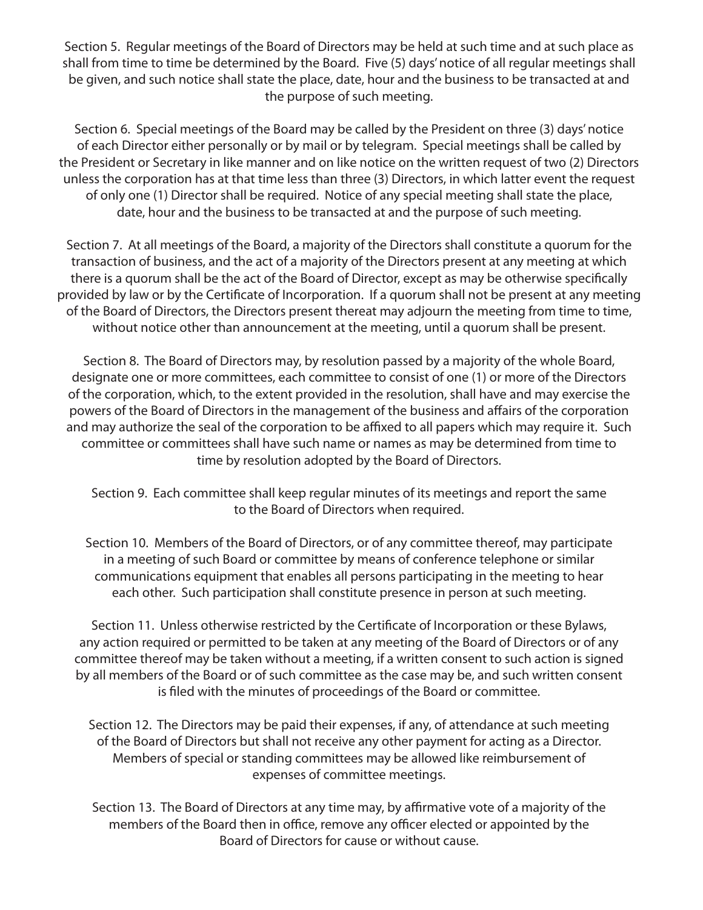Section 5. Regular meetings of the Board of Directors may be held at such time and at such place as shall from time to time be determined by the Board. Five (5) days' notice of all regular meetings shall be given, and such notice shall state the place, date, hour and the business to be transacted at and the purpose of such meeting.

Section 6. Special meetings of the Board may be called by the President on three (3) days' notice of each Director either personally or by mail or by telegram. Special meetings shall be called by the President or Secretary in like manner and on like notice on the written request of two (2) Directors unless the corporation has at that time less than three (3) Directors, in which latter event the request of only one (1) Director shall be required. Notice of any special meeting shall state the place, date, hour and the business to be transacted at and the purpose of such meeting.

Section 7. At all meetings of the Board, a majority of the Directors shall constitute a quorum for the transaction of business, and the act of a majority of the Directors present at any meeting at which there is a quorum shall be the act of the Board of Director, except as may be otherwise specifically provided by law or by the Certificate of Incorporation. If a quorum shall not be present at any meeting of the Board of Directors, the Directors present thereat may adjourn the meeting from time to time, without notice other than announcement at the meeting, until a quorum shall be present.

Section 8. The Board of Directors may, by resolution passed by a majority of the whole Board, designate one or more committees, each committee to consist of one (1) or more of the Directors of the corporation, which, to the extent provided in the resolution, shall have and may exercise the powers of the Board of Directors in the management of the business and affairs of the corporation and may authorize the seal of the corporation to be affixed to all papers which may require it. Such committee or committees shall have such name or names as may be determined from time to time by resolution adopted by the Board of Directors.

Section 9. Each committee shall keep regular minutes of its meetings and report the same to the Board of Directors when required.

Section 10. Members of the Board of Directors, or of any committee thereof, may participate in a meeting of such Board or committee by means of conference telephone or similar communications equipment that enables all persons participating in the meeting to hear each other. Such participation shall constitute presence in person at such meeting.

Section 11. Unless otherwise restricted by the Certificate of Incorporation or these Bylaws, any action required or permitted to be taken at any meeting of the Board of Directors or of any committee thereof may be taken without a meeting, if a written consent to such action is signed by all members of the Board or of such committee as the case may be, and such written consent is filed with the minutes of proceedings of the Board or committee.

Section 12. The Directors may be paid their expenses, if any, of attendance at such meeting of the Board of Directors but shall not receive any other payment for acting as a Director. Members of special or standing committees may be allowed like reimbursement of expenses of committee meetings.

Section 13. The Board of Directors at any time may, by affirmative vote of a majority of the members of the Board then in office, remove any officer elected or appointed by the Board of Directors for cause or without cause.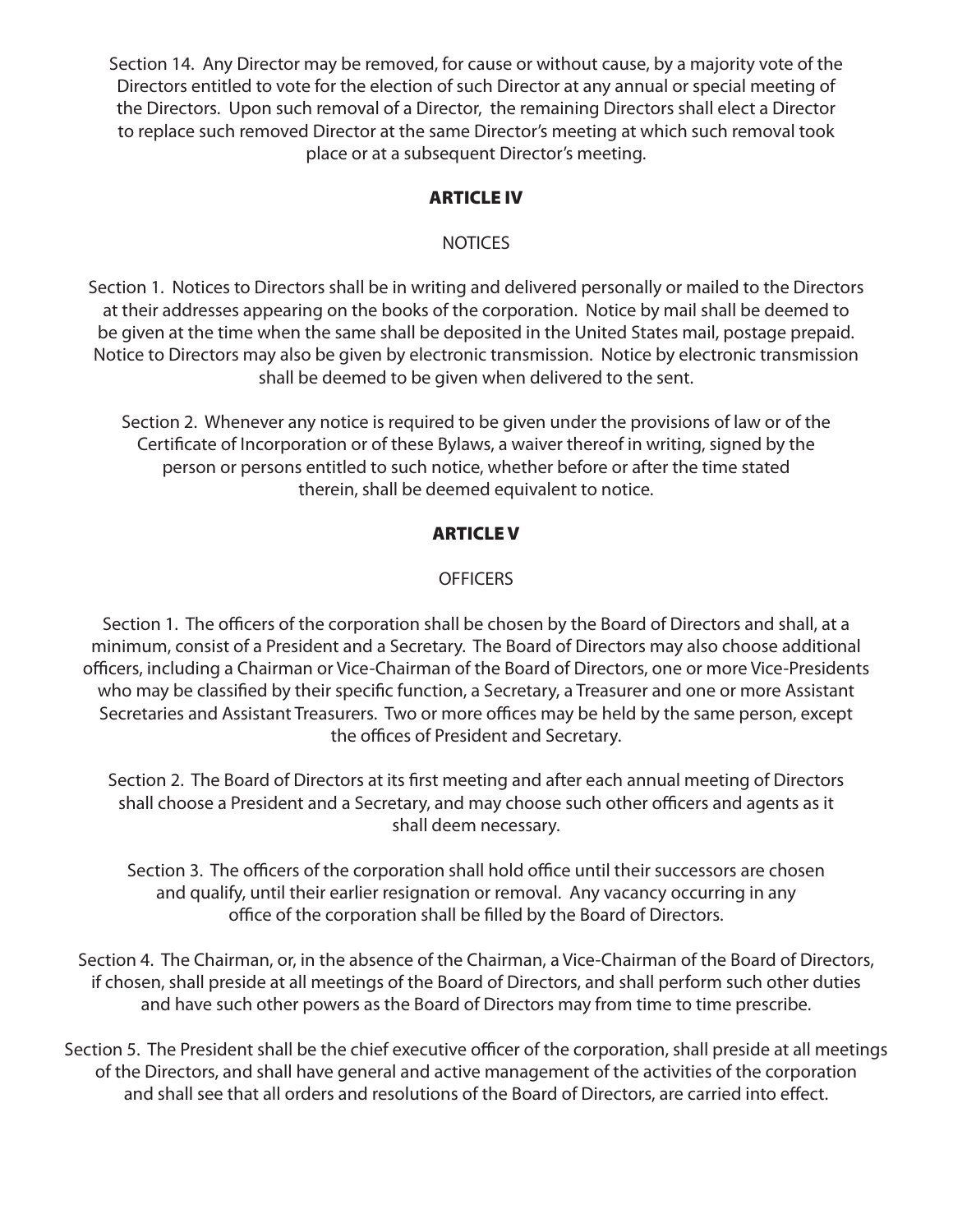Section 14. Any Director may be removed, for cause or without cause, by a majority vote of the Directors entitled to vote for the election of such Director at any annual or special meeting of the Directors. Upon such removal of a Director, the remaining Directors shall elect a Director to replace such removed Director at the same Director's meeting at which such removal took place or at a subsequent Director's meeting.

## ARTICLE IV

NOTICES

Section 1. Notices to Directors shall be in writing and delivered personally or mailed to the Directors at their addresses appearing on the books of the corporation. Notice by mail shall be deemed to be given at the time when the same shall be deposited in the United States mail, postage prepaid. Notice to Directors may also be given by electronic transmission. Notice by electronic transmission shall be deemed to be given when delivered to the sent.

Section 2. Whenever any notice is required to be given under the provisions of law or of the Certificate of Incorporation or of these Bylaws, a waiver thereof in writing, signed by the person or persons entitled to such notice, whether before or after the time stated therein, shall be deemed equivalent to notice.

## ARTICLE V

OFFICERS

Section 1. The officers of the corporation shall be chosen by the Board of Directors and shall, at a minimum, consist of a President and a Secretary. The Board of Directors may also choose additional officers, including a Chairman or Vice-Chairman of the Board of Directors, one or more Vice-Presidents who may be classified by their specific function, a Secretary, a Treasurer and one or more Assistant Secretaries and Assistant Treasurers. Two or more offices may be held by the same person, except the offices of President and Secretary.

Section 2. The Board of Directors at its first meeting and after each annual meeting of Directors shall choose a President and a Secretary, and may choose such other officers and agents as it shall deem necessary.

Section 3. The officers of the corporation shall hold office until their successors are chosen and qualify, until their earlier resignation or removal. Any vacancy occurring in any office of the corporation shall be filled by the Board of Directors.

Section 4. The Chairman, or, in the absence of the Chairman, a Vice-Chairman of the Board of Directors, if chosen, shall preside at all meetings of the Board of Directors, and shall perform such other duties and have such other powers as the Board of Directors may from time to time prescribe.

Section 5. The President shall be the chief executive officer of the corporation, shall preside at all meetings of the Directors, and shall have general and active management of the activities of the corporation and shall see that all orders and resolutions of the Board of Directors, are carried into effect.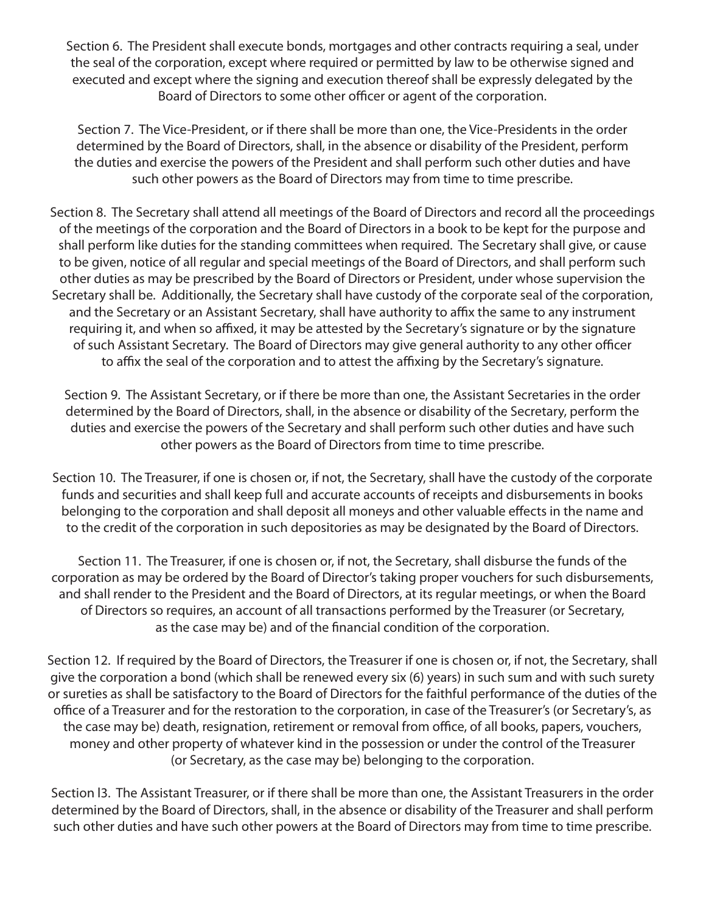Section 6. The President shall execute bonds, mortgages and other contracts requiring a seal, under the seal of the corporation, except where required or permitted by law to be otherwise signed and executed and except where the signing and execution thereof shall be expressly delegated by the Board of Directors to some other officer or agent of the corporation.

Section 7. The Vice-President, or if there shall be more than one, the Vice-Presidents in the order determined by the Board of Directors, shall, in the absence or disability of the President, perform the duties and exercise the powers of the President and shall perform such other duties and have such other powers as the Board of Directors may from time to time prescribe.

Section 8. The Secretary shall attend all meetings of the Board of Directors and record all the proceedings of the meetings of the corporation and the Board of Directors in a book to be kept for the purpose and shall perform like duties for the standing committees when required. The Secretary shall give, or cause to be given, notice of all regular and special meetings of the Board of Directors, and shall perform such other duties as may be prescribed by the Board of Directors or President, under whose supervision the Secretary shall be. Additionally, the Secretary shall have custody of the corporate seal of the corporation, and the Secretary or an Assistant Secretary, shall have authority to affix the same to any instrument requiring it, and when so affixed, it may be attested by the Secretary's signature or by the signature of such Assistant Secretary. The Board of Directors may give general authority to any other officer to affix the seal of the corporation and to attest the affixing by the Secretary's signature.

Section 9. The Assistant Secretary, or if there be more than one, the Assistant Secretaries in the order determined by the Board of Directors, shall, in the absence or disability of the Secretary, perform the duties and exercise the powers of the Secretary and shall perform such other duties and have such other powers as the Board of Directors from time to time prescribe.

Section 10. The Treasurer, if one is chosen or, if not, the Secretary, shall have the custody of the corporate funds and securities and shall keep full and accurate accounts of receipts and disbursements in books belonging to the corporation and shall deposit all moneys and other valuable effects in the name and to the credit of the corporation in such depositories as may be designated by the Board of Directors.

Section 11. The Treasurer, if one is chosen or, if not, the Secretary, shall disburse the funds of the corporation as may be ordered by the Board of Director's taking proper vouchers for such disbursements, and shall render to the President and the Board of Directors, at its regular meetings, or when the Board of Directors so requires, an account of all transactions performed by the Treasurer (or Secretary, as the case may be) and of the financial condition of the corporation.

Section 12. If required by the Board of Directors, the Treasurer if one is chosen or, if not, the Secretary, shall give the corporation a bond (which shall be renewed every six (6) years) in such sum and with such surety or sureties as shall be satisfactory to the Board of Directors for the faithful performance of the duties of the office of a Treasurer and for the restoration to the corporation, in case of the Treasurer's (or Secretary's, as the case may be) death, resignation, retirement or removal from office, of all books, papers, vouchers, money and other property of whatever kind in the possession or under the control of the Treasurer (or Secretary, as the case may be) belonging to the corporation.

Section l3. The Assistant Treasurer, or if there shall be more than one, the Assistant Treasurers in the order determined by the Board of Directors, shall, in the absence or disability of the Treasurer and shall perform such other duties and have such other powers at the Board of Directors may from time to time prescribe.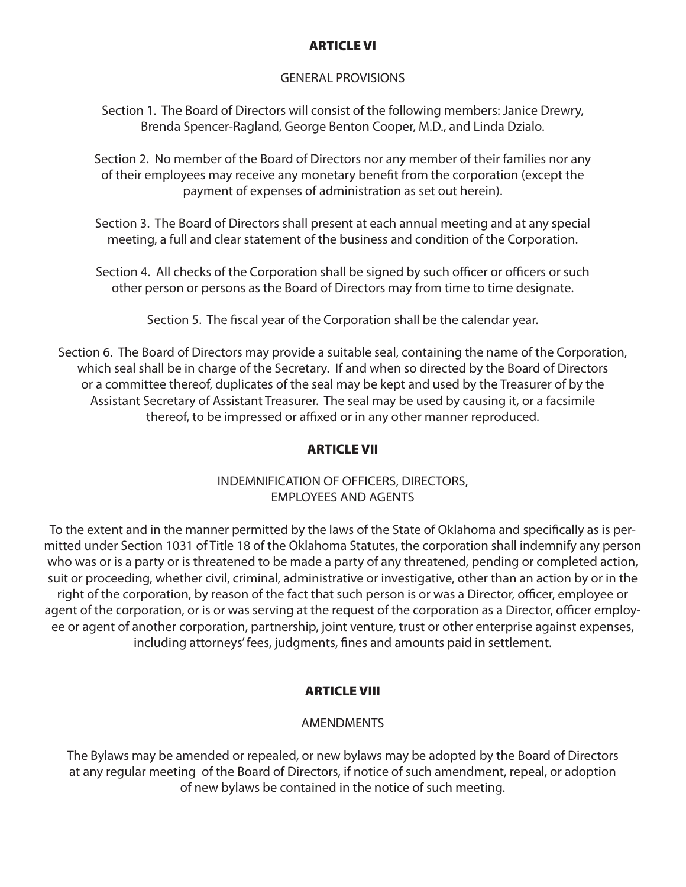## ARTICLE VI

GENERAL PROVISIONS

Section 1. The Board of Directors will consist of the following members: Janice Drewry, Brenda Spencer-Ragland, George Benton Cooper, M.D., and Linda Dzialo.

Section 2. No member of the Board of Directors nor any member of their families nor any of their employees may receive any monetary benefit from the corporation (except the payment of expenses of administration as set out herein).

Section 3. The Board of Directors shall present at each annual meeting and at any special meeting, a full and clear statement of the business and condition of the Corporation.

Section 4. All checks of the Corporation shall be signed by such officer or officers or such other person or persons as the Board of Directors may from time to time designate.

Section 5. The fiscal year of the Corporation shall be the calendar year.

Section 6. The Board of Directors may provide a suitable seal, containing the name of the Corporation, which seal shall be in charge of the Secretary. If and when so directed by the Board of Directors or a committee thereof, duplicates of the seal may be kept and used by the Treasurer of by the Assistant Secretary of Assistant Treasurer. The seal may be used by causing it, or a facsimile thereof, to be impressed or affixed or in any other manner reproduced.

## ARTICLE VII

INDEMNIFICATION OF OFFICERS, DIRECTORS, EMPLOYEES AND AGENTS

To the extent and in the manner permitted by the laws of the State of Oklahoma and specifically as is permitted under Section 1031 of Title 18 of the Oklahoma Statutes, the corporation shall indemnify any person who was or is a party or is threatened to be made a party of any threatened, pending or completed action, suit or proceeding, whether civil, criminal, administrative or investigative, other than an action by or in the right of the corporation, by reason of the fact that such person is or was a Director, officer, employee or agent of the corporation, or is or was serving at the request of the corporation as a Director, officer employee or agent of another corporation, partnership, joint venture, trust or other enterprise against expenses, including attorneys' fees, judgments, fines and amounts paid in settlement.

## ARTICLE VIII

AMENDMENTS

The Bylaws may be amended or repealed, or new bylaws may be adopted by the Board of Directors at any regular meeting of the Board of Directors, if notice of such amendment, repeal, or adoption of new bylaws be contained in the notice of such meeting.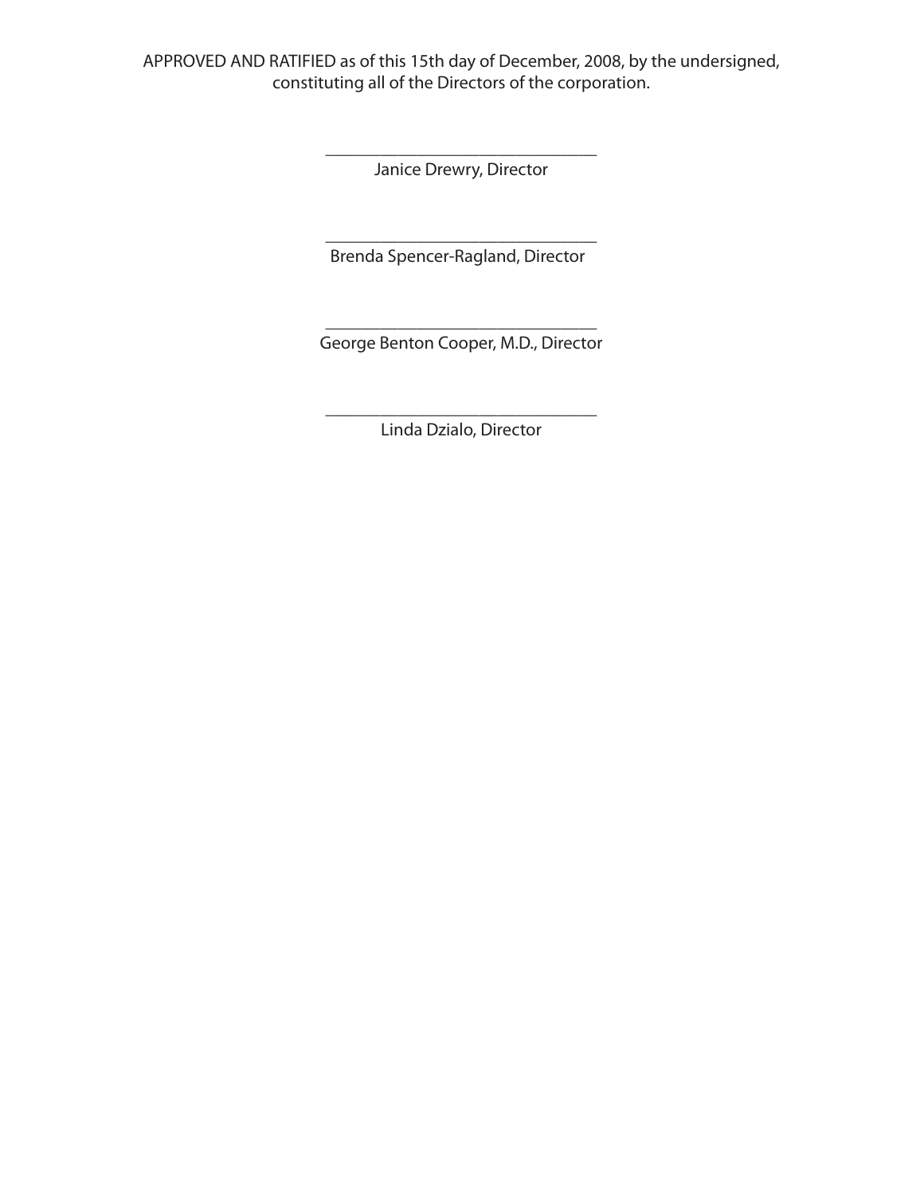APPROVED AND RATIFIED as of this 15th day of December, 2008, by the undersigned, constituting all of the Directors of the corporation.

________________________________
Janice Drewry, Director

________________________________
Brenda Spencer-Ragland, Director

________________________________
George Benton Cooper, M.D., Director

________________________________
Linda Dzialo, Director